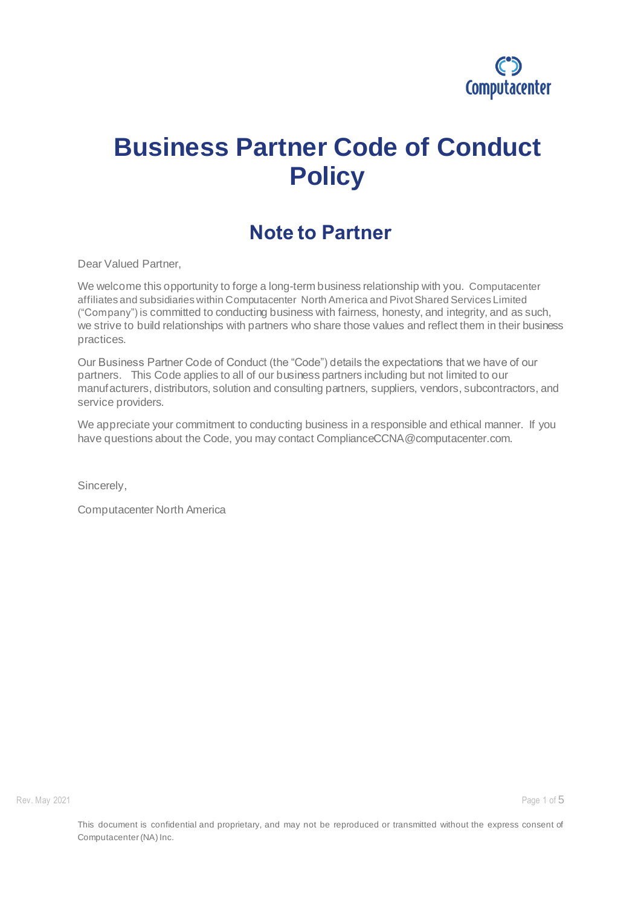# Business Partner Code of Conduct Policy

## Note to Partner

Dear Valued Partner,

We welcome this opportunity to forge a long-term business relationship with you. Computacenter affiliates and subsidiaries within Computacenter North America and Pivot Shared Services Limited ("Company") is committed to conducting business with fairness, honesty, and integrity, and as such, we strive to build relationships with partners who share those values and reflect them in their business practices.

Our Business Partner Code of Conduct (the "Code") details the expectations that we have of our partners. This Code applies to all of our business partners including but not limited to our manufacturers, distributors, solution and consulting partners, suppliers, vendors, subcontractors, and service providers.

We appreciate your commitment to conducting business in a responsible and ethical manner. If you have questions about the Code, you may contact ComplianceCCNA@computacenter.com.

Sincerely,

Computacenter North America

Rev. May 2021

This document is confidential and proprietary, and may not be reproduced or transmitted without the express consent of Computacenter (NA) Inc.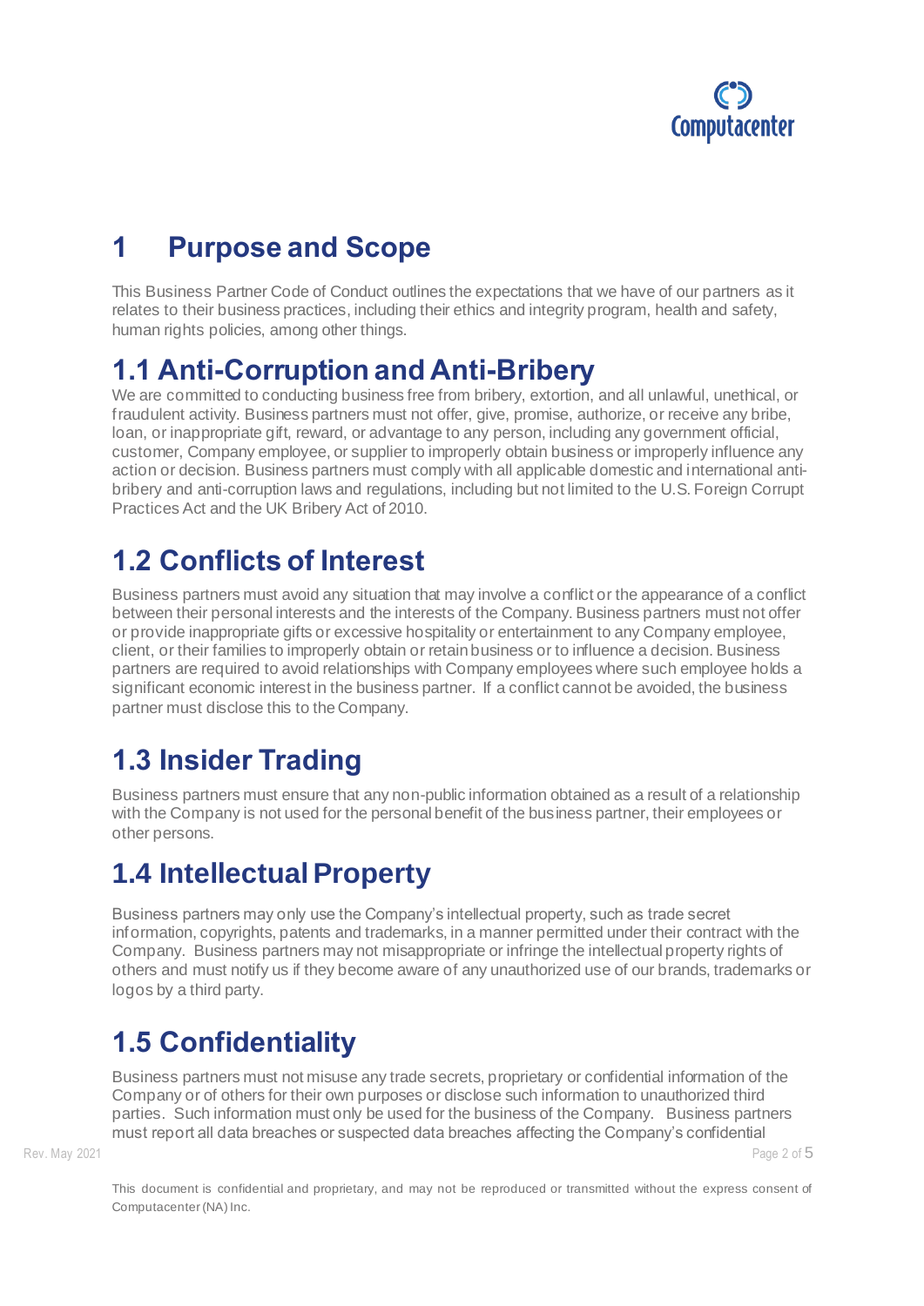# 1 Purpose and Scope

This Business Partner Code of Conduct outlines the expectations that we have of our partners as it relates to their business practices, including their ethics and integrity program, health and safety, human rights policies, among other things.

## 1.1 Anti-Corruption and Anti-Bribery

We are committed to conducting business free from bribery, extortion, and all unlawful, unethical, or fraudulent activity. Business partners must not offer, give, promise, authorize, or receive any bribe, loan, or inappropriate gift, reward, or advantage to any person, including any government official, customer, Company employee, or supplier to improperly obtain business or improperly influence any action or decision. Business partners must comply with all applicable domestic and international anti-bribery and anti-corruption laws and regulations, including but not limited to the U.S. Foreign Corrupt Practices Act and the UK Bribery Act of 2010.

## 1.2 Conflicts of Interest

Business partners must avoid any situation that may involve a conflict or the appearance of a conflict between their personal interests and the interests of the Company. Business partners must not offer or provide inappropriate gifts or excessive hospitality or entertainment to any Company employee, client, or their families to improperly obtain or retain business or to influence a decision. Business partners are required to avoid relationships with Company employees where such employee holds a significant economic interest in the business partner. If a conflict cannot be avoided, the business partner must disclose this to the Company.

## 1.3 Insider Trading

Business partners must ensure that any non-public information obtained as a result of a relationship with the Company is not used for the personal benefit of the business partner, their employees or other persons.

## 1.4 Intellectual Property

Business partners may only use the Company's intellectual property, such as trade secret information, copyrights, patents and trademarks, in a manner permitted under their contract with the Company. Business partners may not misappropriate or infringe the intellectual property rights of others and must notify us if they become aware of any unauthorized use of our brands, trademarks or logos by a third party.

## 1.5 Confidentiality

Business partners must not misuse any trade secrets, proprietary or confidential information of the Company or of others for their own purposes or disclose such information to unauthorized third parties. Such information must only be used for the business of the Company. Business partners must report all data breaches or suspected data breaches affecting the Company's confidential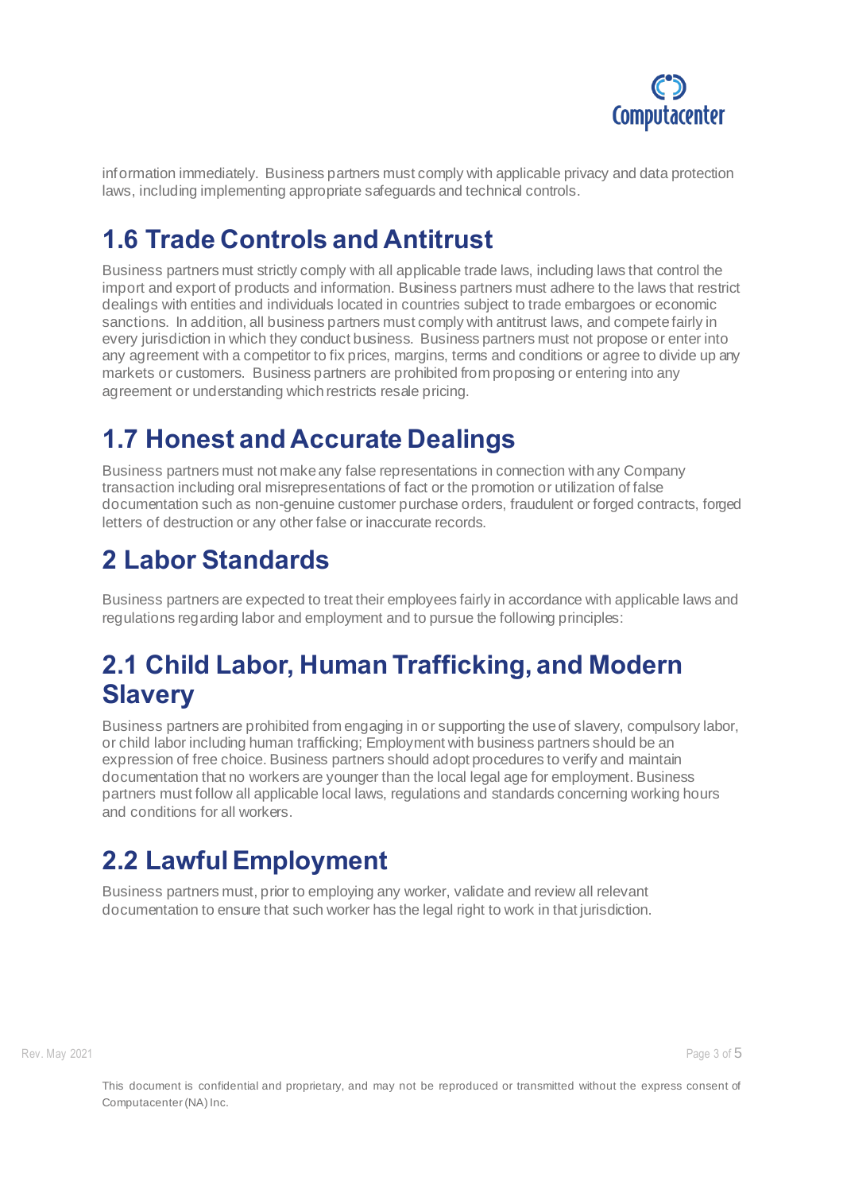information immediately. Business partners must comply with applicable privacy and data protection laws, including implementing appropriate safeguards and technical controls.

## 1.6 Trade Controls and Antitrust

Business partners must strictly comply with all applicable trade laws, including laws that control the import and export of products and information. Business partners must adhere to the laws that restrict dealings with entities and individuals located in countries subject to trade embargoes or economic sanctions. In addition, all business partners must comply with antitrust laws, and compete fairly in every jurisdiction in which they conduct business. Business partners must not propose or enter into any agreement with a competitor to fix prices, margins, terms and conditions or agree to divide up any markets or customers. Business partners are prohibited from proposing or entering into any agreement or understanding which restricts resale pricing.

## 1.7 Honest and Accurate Dealings

Business partners must not make any false representations in connection with any Company transaction including oral misrepresentations of fact or the promotion or utilization of false documentation such as non-genuine customer purchase orders, fraudulent or forged contracts, forged letters of destruction or any other false or inaccurate records.

# 2 Labor Standards

Business partners are expected to treat their employees fairly in accordance with applicable laws and regulations regarding labor and employment and to pursue the following principles:

## 2.1 Child Labor, Human Trafficking, and Modern Slavery

Business partners are prohibited from engaging in or supporting the use of slavery, compulsory labor, or child labor including human trafficking; Employment with business partners should be an expression of free choice. Business partners should adopt procedures to verify and maintain documentation that no workers are younger than the local legal age for employment. Business partners must follow all applicable local laws, regulations and standards concerning working hours and conditions for all workers.

## 2.2 Lawful Employment

Business partners must, prior to employing any worker, validate and review all relevant documentation to ensure that such worker has the legal right to work in that jurisdiction.

This document is confidential and proprietary, and may not be reproduced or transmitted without the express consent of Computacenter (NA) Inc.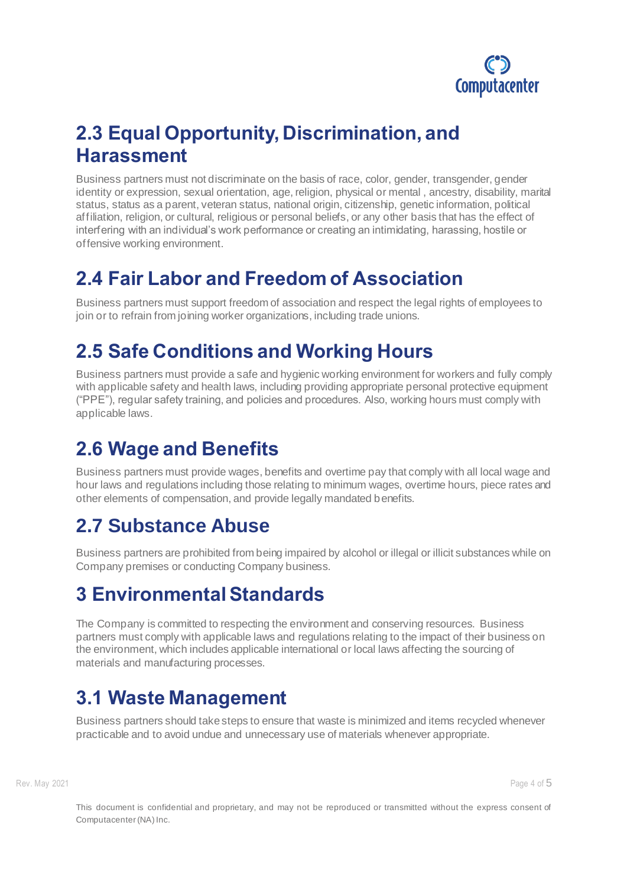## 2.3 Equal Opportunity, Discrimination, and Harassment

Business partners must not discriminate on the basis of race, color, gender, transgender, gender identity or expression, sexual orientation, age, religion, physical or mental , ancestry, disability, marital status, status as a parent, veteran status, national origin, citizenship, genetic information, political affiliation, religion, or cultural, religious or personal beliefs, or any other basis that has the effect of interfering with an individual's work performance or creating an intimidating, harassing, hostile or offensive working environment.

## 2.4 Fair Labor and Freedom of Association

Business partners must support freedom of association and respect the legal rights of employees to join or to refrain from joining worker organizations, including trade unions.

## 2.5 Safe Conditions and Working Hours

Business partners must provide a safe and hygienic working environment for workers and fully comply with applicable safety and health laws, including providing appropriate personal protective equipment ("PPE"), regular safety training, and policies and procedures. Also, working hours must comply with applicable laws.

## 2.6 Wage and Benefits

Business partners must provide wages, benefits and overtime pay that comply with all local wage and hour laws and regulations including those relating to minimum wages, overtime hours, piece rates and other elements of compensation, and provide legally mandated benefits.

## 2.7 Substance Abuse

Business partners are prohibited from being impaired by alcohol or illegal or illicit substances while on Company premises or conducting Company business.

# 3 Environmental Standards

The Company is committed to respecting the environment and conserving resources. Business partners must comply with applicable laws and regulations relating to the impact of their business on the environment, which includes applicable international or local laws affecting the sourcing of materials and manufacturing processes.

## 3.1 Waste Management

Business partners should take steps to ensure that waste is minimized and items recycled whenever practicable and to avoid undue and unnecessary use of materials whenever appropriate.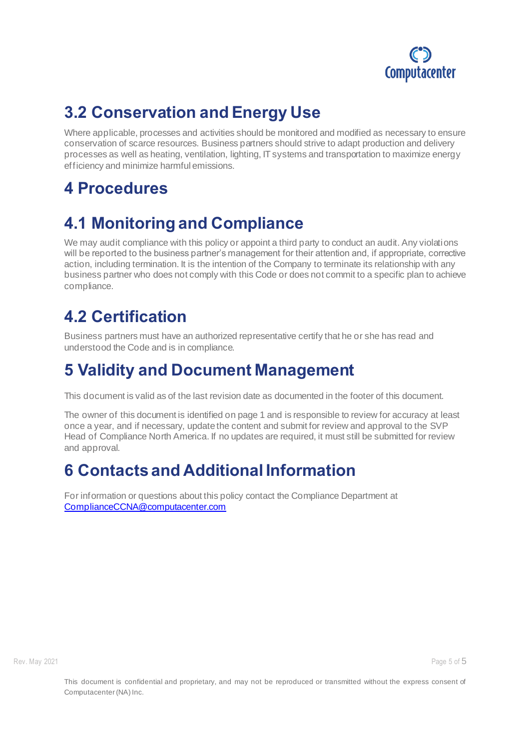## 3.2 Conservation and Energy Use

Where applicable, processes and activities should be monitored and modified as necessary to ensure conservation of scarce resources. Business partners should strive to adapt production and delivery processes as well as heating, ventilation, lighting, IT systems and transportation to maximize energy efficiency and minimize harmful emissions.

# 4 Procedures

## 4.1 Monitoring and Compliance

We may audit compliance with this policy or appoint a third party to conduct an audit. Any violations will be reported to the business partner's management for their attention and, if appropriate, corrective action, including termination. It is the intention of the Company to terminate its relationship with any business partner who does not comply with this Code or does not commit to a specific plan to achieve compliance.

## 4.2 Certification

Business partners must have an authorized representative certify that he or she has read and understood the Code and is in compliance.

# 5 Validity and Document Management

This document is valid as of the last revision date as documented in the footer of this document.

The owner of this document is identified on page 1 and is responsible to review for accuracy at least once a year, and if necessary, update the content and submit for review and approval to the SVP Head of Compliance North America. If no updates are required, it must still be submitted for review and approval.

# 6 Contacts and Additional Information

For information or questions about this policy contact the Compliance Department at ComplianceCCNA@computacenter.com

This document is confidential and proprietary, and may not be reproduced or transmitted without the express consent of Computacenter (NA) Inc.